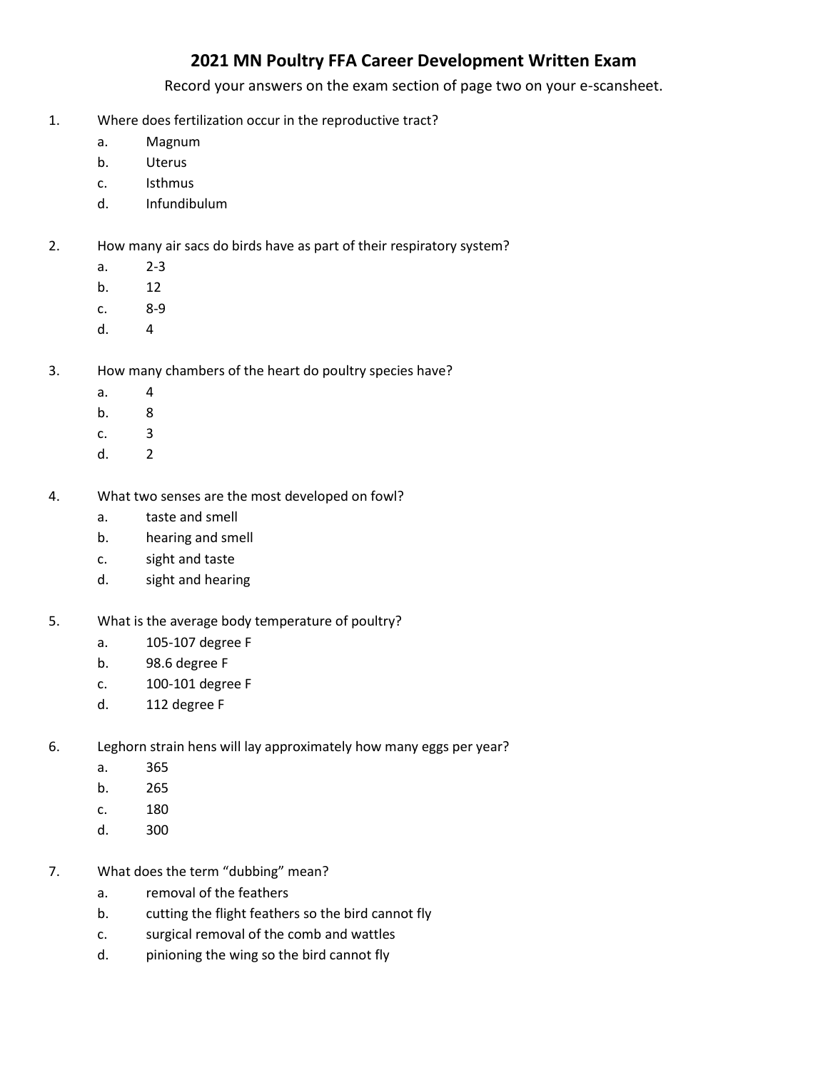# 2021 MN Poultry FFA Career Development Written Exam

Record your answers on the exam section of page two on your e-scansheet.

1. Where does fertilization occur in the reproductive tract?
   a. Magnum
   b. Uterus
   c. Isthmus
   d. Infundibulum

2. How many air sacs do birds have as part of their respiratory system?
   a. 2-3
   b. 12
   c. 8-9
   d. 4

3. How many chambers of the heart do poultry species have?
   a. 4
   b. 8
   c. 3
   d. 2

4. What two senses are the most developed on fowl?
   a. taste and smell
   b. hearing and smell
   c. sight and taste
   d. sight and hearing

5. What is the average body temperature of poultry?
   a. 105-107 degree F
   b. 98.6 degree F
   c. 100-101 degree F
   d. 112 degree F

6. Leghorn strain hens will lay approximately how many eggs per year?
   a. 365
   b. 265
   c. 180
   d. 300

7. What does the term "dubbing" mean?
   a. removal of the feathers
   b. cutting the flight feathers so the bird cannot fly
   c. surgical removal of the comb and wattles
   d. pinioning the wing so the bird cannot fly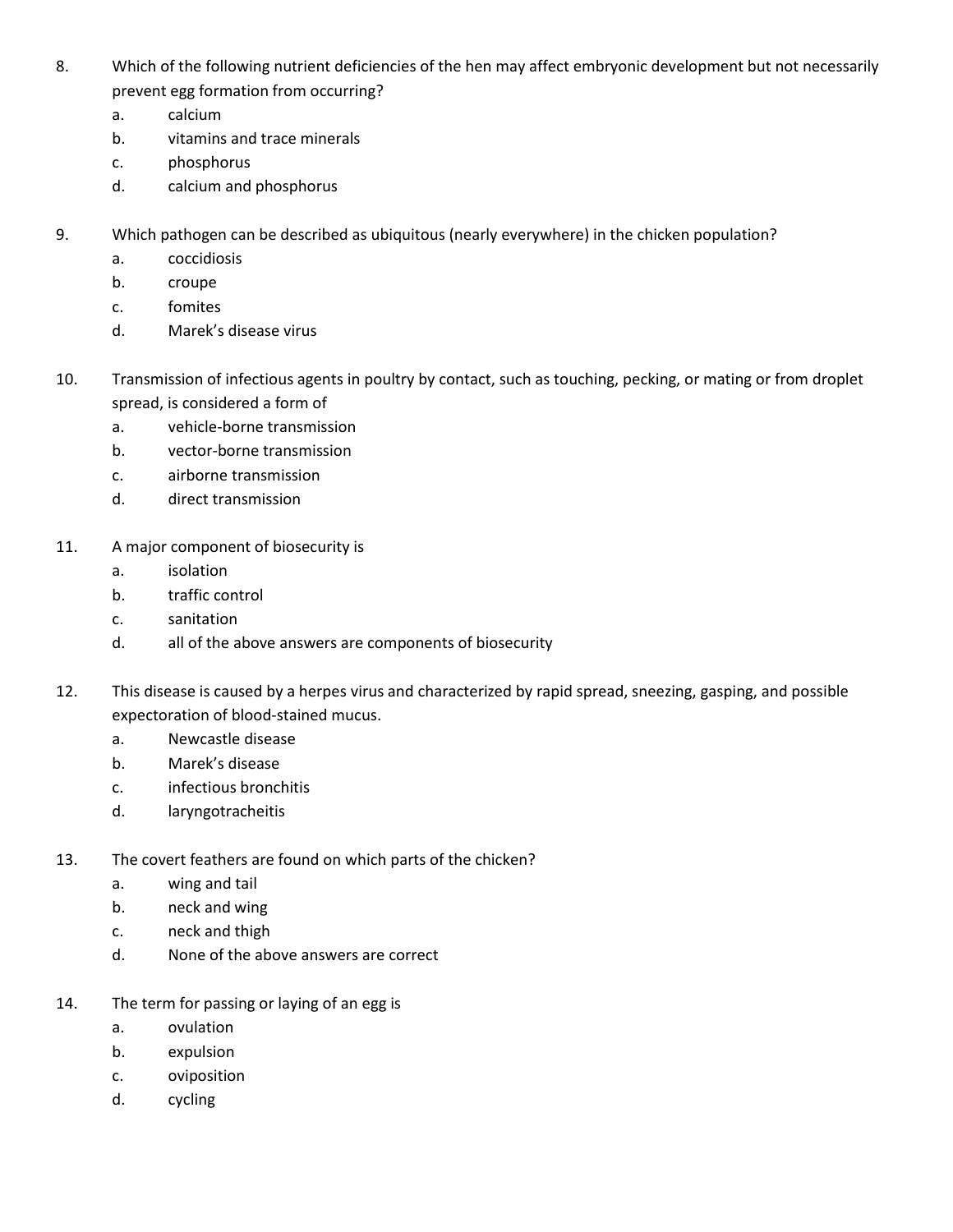8. Which of the following nutrient deficiencies of the hen may affect embryonic development but not necessarily prevent egg formation from occurring?
   a. calcium
   b. vitamins and trace minerals
   c. phosphorus
   d. calcium and phosphorus

9. Which pathogen can be described as ubiquitous (nearly everywhere) in the chicken population?
   a. coccidiosis
   b. croupe
   c. fomites
   d. Marek's disease virus

10. Transmission of infectious agents in poultry by contact, such as touching, pecking, or mating or from droplet spread, is considered a form of
    a. vehicle-borne transmission
    b. vector-borne transmission
    c. airborne transmission
    d. direct transmission

11. A major component of biosecurity is
    a. isolation
    b. traffic control
    c. sanitation
    d. all of the above answers are components of biosecurity

12. This disease is caused by a herpes virus and characterized by rapid spread, sneezing, gasping, and possible expectoration of blood-stained mucus.
    a. Newcastle disease
    b. Marek's disease
    c. infectious bronchitis
    d. laryngotracheitis

13. The covert feathers are found on which parts of the chicken?
    a. wing and tail
    b. neck and wing
    c. neck and thigh
    d. None of the above answers are correct

14. The term for passing or laying of an egg is
    a. ovulation
    b. expulsion
    c. oviposition
    d. cycling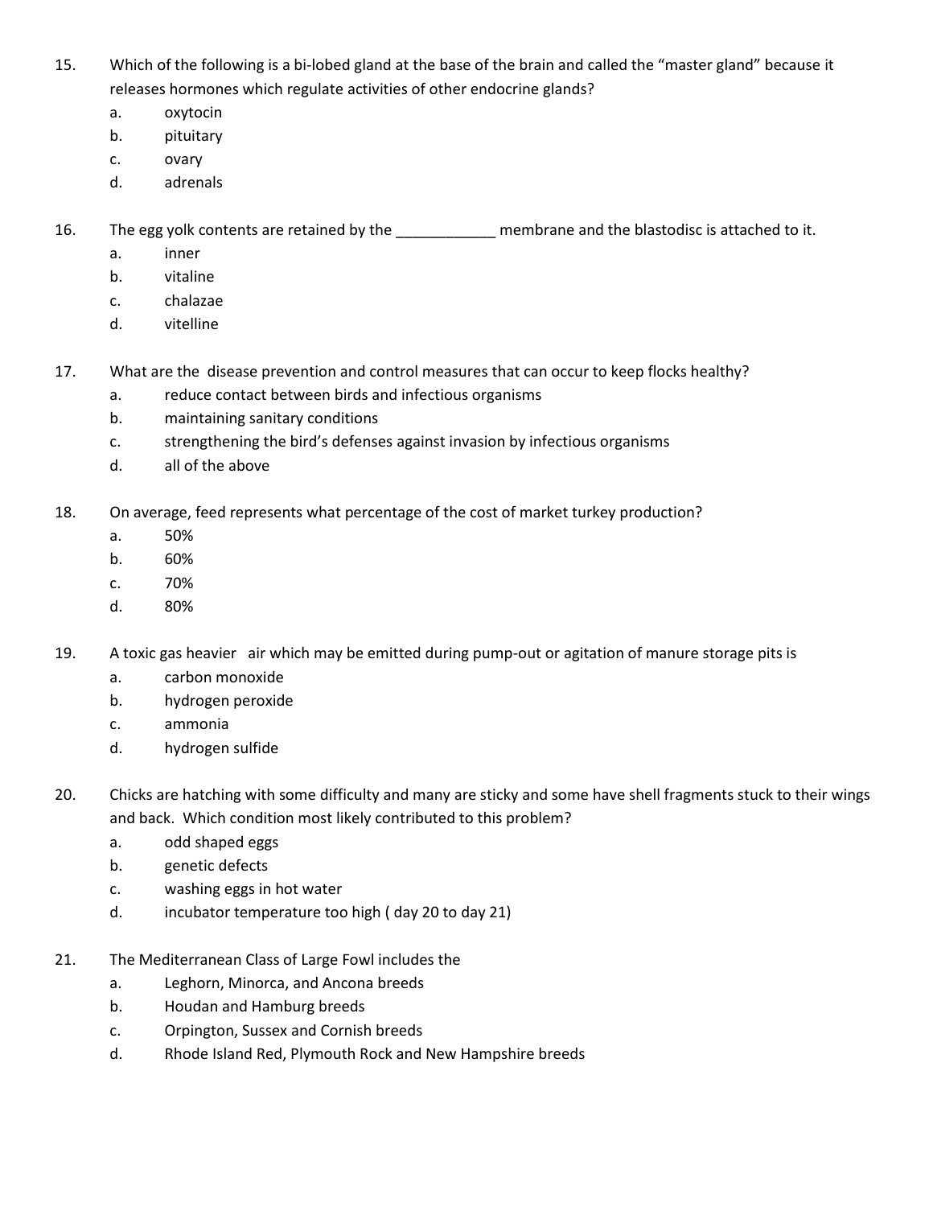15. Which of the following is a bi-lobed gland at the base of the brain and called the "master gland" because it releases hormones which regulate activities of other endocrine glands?
    a. oxytocin
    b. pituitary
    c. ovary
    d. adrenals

16. The egg yolk contents are retained by the ____________ membrane and the blastodisc is attached to it.
    a. inner
    b. vitaline
    c. chalazae
    d. vitelline

17. What are the disease prevention and control measures that can occur to keep flocks healthy?
    a. reduce contact between birds and infectious organisms
    b. maintaining sanitary conditions
    c. strengthening the bird's defenses against invasion by infectious organisms
    d. all of the above

18. On average, feed represents what percentage of the cost of market turkey production?
    a. 50%
    b. 60%
    c. 70%
    d. 80%

19. A toxic gas heavier air which may be emitted during pump-out or agitation of manure storage pits is
    a. carbon monoxide
    b. hydrogen peroxide
    c. ammonia
    d. hydrogen sulfide

20. Chicks are hatching with some difficulty and many are sticky and some have shell fragments stuck to their wings and back. Which condition most likely contributed to this problem?
    a. odd shaped eggs
    b. genetic defects
    c. washing eggs in hot water
    d. incubator temperature too high ( day 20 to day 21)

21. The Mediterranean Class of Large Fowl includes the
    a. Leghorn, Minorca, and Ancona breeds
    b. Houdan and Hamburg breeds
    c. Orpington, Sussex and Cornish breeds
    d. Rhode Island Red, Plymouth Rock and New Hampshire breeds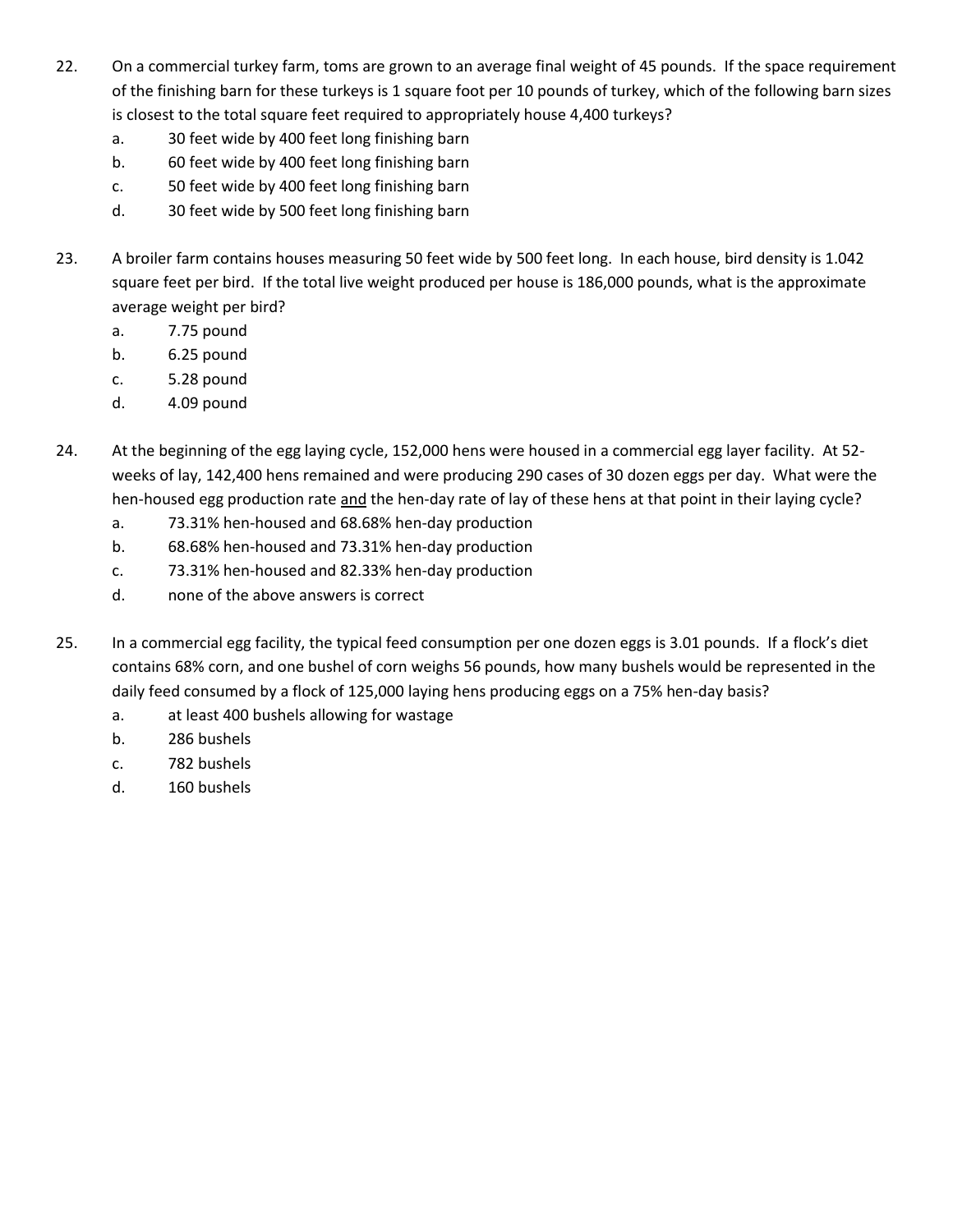22. On a commercial turkey farm, toms are grown to an average final weight of 45 pounds. If the space requirement of the finishing barn for these turkeys is 1 square foot per 10 pounds of turkey, which of the following barn sizes is closest to the total square feet required to appropriately house 4,400 turkeys?

    a. 30 feet wide by 400 feet long finishing barn
    b. 60 feet wide by 400 feet long finishing barn
    c. 50 feet wide by 400 feet long finishing barn
    d. 30 feet wide by 500 feet long finishing barn

23. A broiler farm contains houses measuring 50 feet wide by 500 feet long. In each house, bird density is 1.042 square feet per bird. If the total live weight produced per house is 186,000 pounds, what is the approximate average weight per bird?

    a. 7.75 pound
    b. 6.25 pound
    c. 5.28 pound
    d. 4.09 pound

24. At the beginning of the egg laying cycle, 152,000 hens were housed in a commercial egg layer facility. At 52-weeks of lay, 142,400 hens remained and were producing 290 cases of 30 dozen eggs per day. What were the hen-housed egg production rate <u>and</u> the hen-day rate of lay of these hens at that point in their laying cycle?

    a. 73.31% hen-housed and 68.68% hen-day production
    b. 68.68% hen-housed and 73.31% hen-day production
    c. 73.31% hen-housed and 82.33% hen-day production
    d. none of the above answers is correct

25. In a commercial egg facility, the typical feed consumption per one dozen eggs is 3.01 pounds. If a flock's diet contains 68% corn, and one bushel of corn weighs 56 pounds, how many bushels would be represented in the daily feed consumed by a flock of 125,000 laying hens producing eggs on a 75% hen-day basis?

    a. at least 400 bushels allowing for wastage
    b. 286 bushels
    c. 782 bushels
    d. 160 bushels